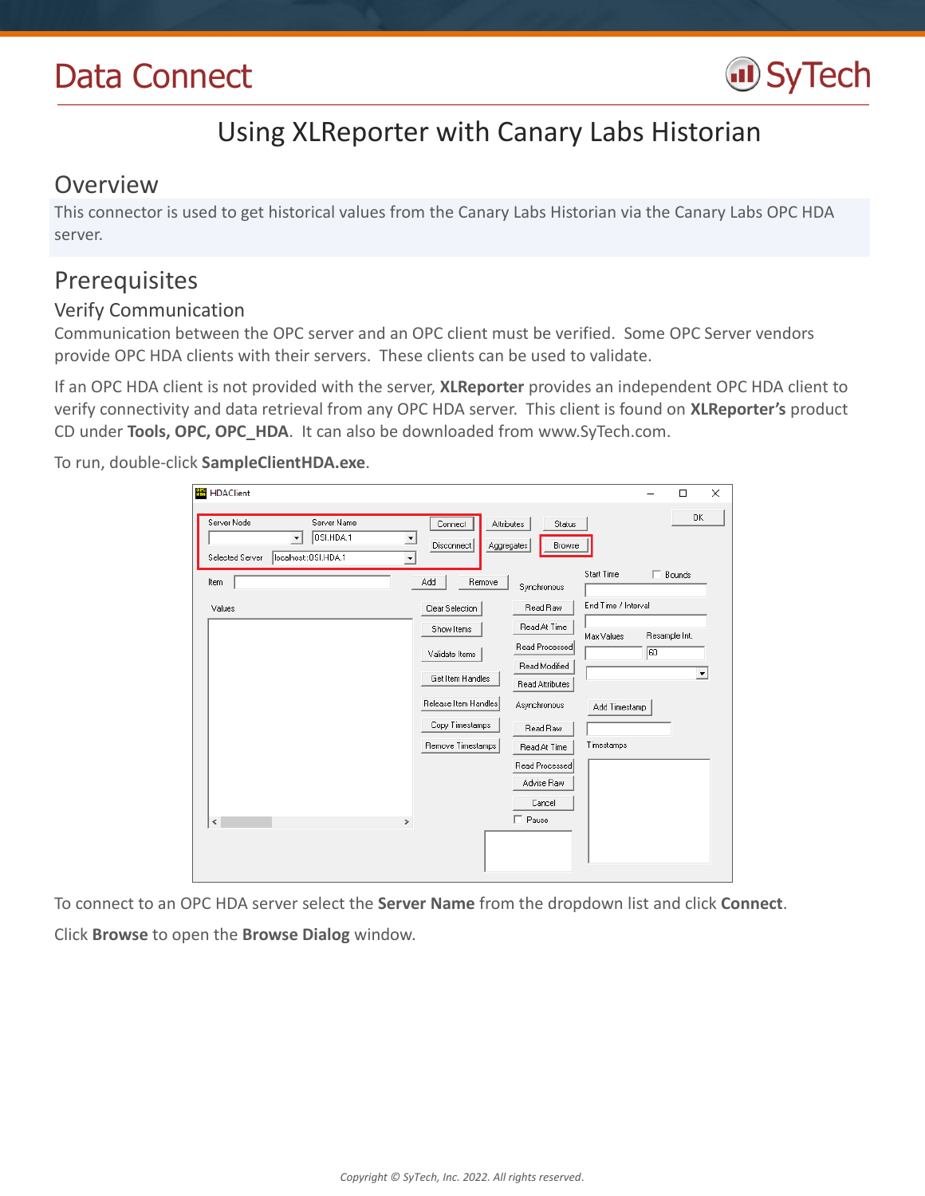# Data Connect

## Using XLReporter with Canary Labs Historian

## Overview

This connector is used to get historical values from the Canary Labs Historian via the Canary Labs OPC HDA server.

## Prerequisites

### Verify Communication

Communication between the OPC server and an OPC client must be verified. Some OPC Server vendors provide OPC HDA clients with their servers. These clients can be used to validate.

If an OPC HDA client is not provided with the server, **XLReporter** provides an independent OPC HDA client to verify connectivity and data retrieval from any OPC HDA server. This client is found on **XLReporter's** product CD under **Tools, OPC, OPC_HDA**. It can also be downloaded from www.SyTech.com.

To run, double-click **SampleClientHDA.exe**.

To connect to an OPC HDA server select the **Server Name** from the dropdown list and click **Connect**.

Click **Browse** to open the **Browse Dialog** window.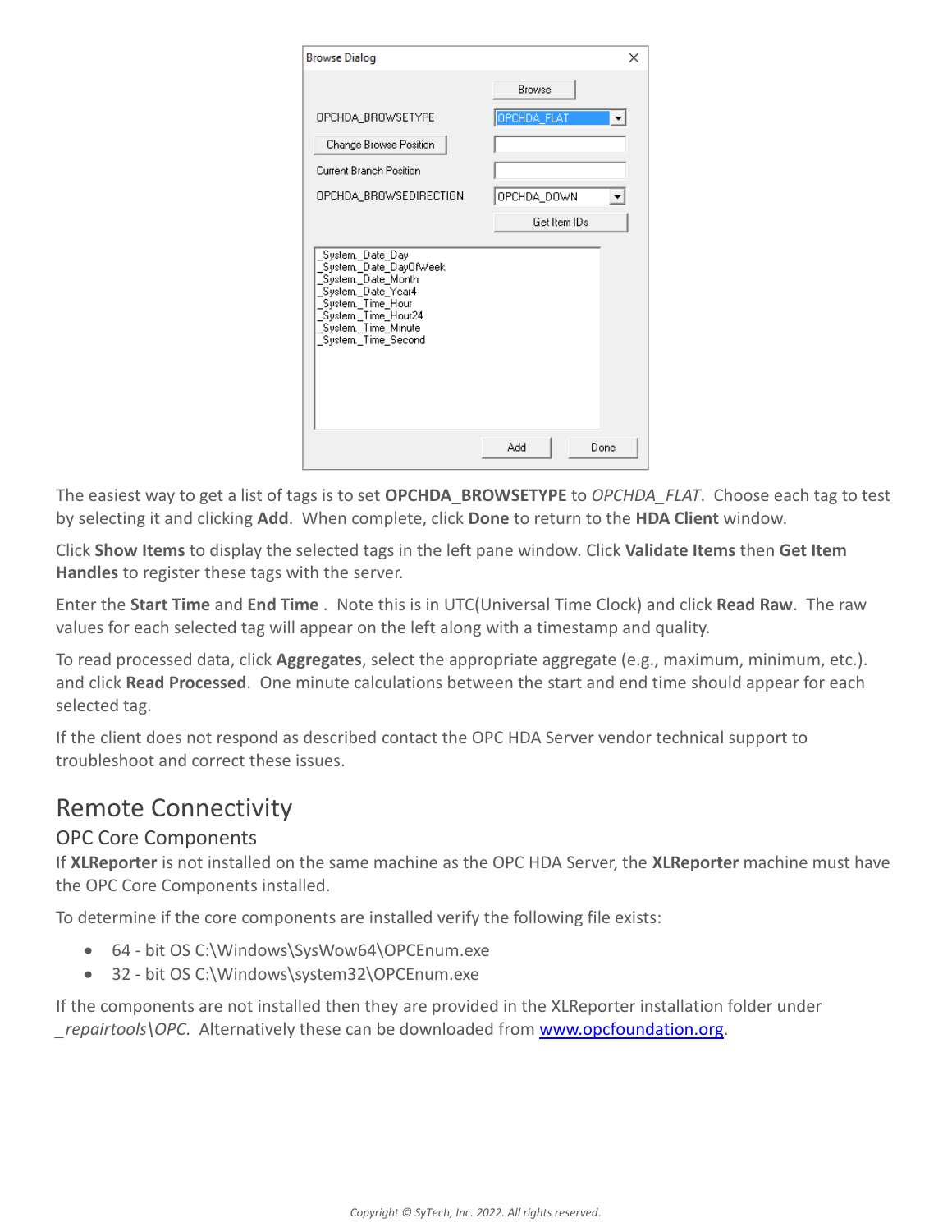The easiest way to get a list of tags is to set **OPCHDA_BROWSETYPE** to *OPCHDA_FLAT*. Choose each tag to test by selecting it and clicking **Add**. When complete, click **Done** to return to the **HDA Client** window.

Click **Show Items** to display the selected tags in the left pane window. Click **Validate Items** then **Get Item Handles** to register these tags with the server.

Enter the **Start Time** and **End Time** . Note this is in UTC(Universal Time Clock) and click **Read Raw**. The raw values for each selected tag will appear on the left along with a timestamp and quality.

To read processed data, click **Aggregates**, select the appropriate aggregate (e.g., maximum, minimum, etc.). and click **Read Processed**. One minute calculations between the start and end time should appear for each selected tag.

If the client does not respond as described contact the OPC HDA Server vendor technical support to troubleshoot and correct these issues.

# Remote Connectivity

## OPC Core Components

If **XLReporter** is not installed on the same machine as the OPC HDA Server, the **XLReporter** machine must have the OPC Core Components installed.

To determine if the core components are installed verify the following file exists:

- 64 - bit OS C:\Windows\SysWow64\OPCEnum.exe
- 32 - bit OS C:\Windows\system32\OPCEnum.exe

If the components are not installed then they are provided in the XLReporter installation folder under *_repairtools\OPC*. Alternatively these can be downloaded from [www.opcfoundation.org](www.opcfoundation.org).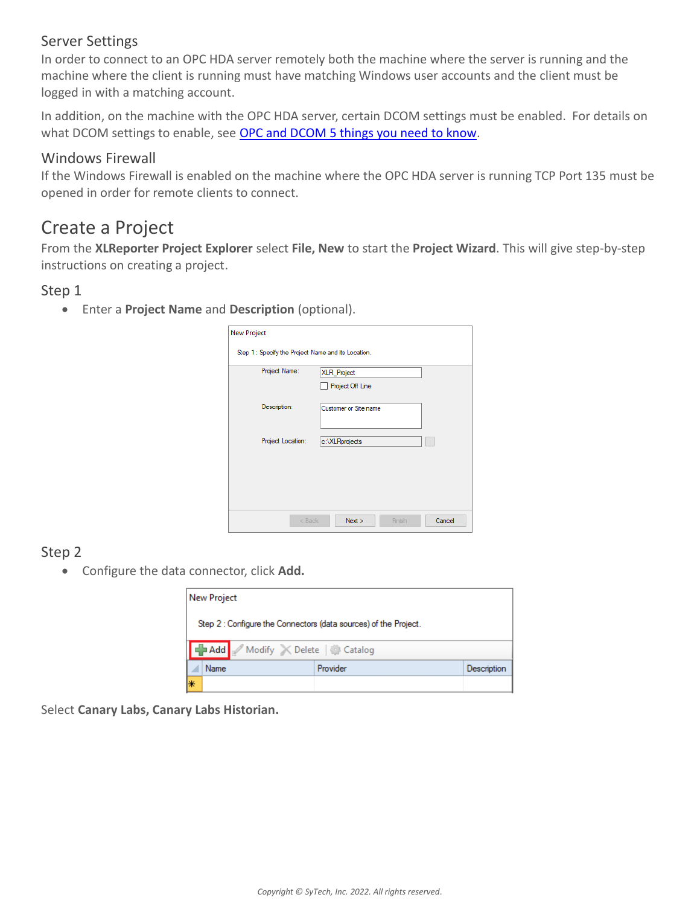## Server Settings

In order to connect to an OPC HDA server remotely both the machine where the server is running and the machine where the client is running must have matching Windows user accounts and the client must be logged in with a matching account.

In addition, on the machine with the OPC HDA server, certain DCOM settings must be enabled. For details on what DCOM settings to enable, see OPC and DCOM 5 things you need to know.

## Windows Firewall

If the Windows Firewall is enabled on the machine where the OPC HDA server is running TCP Port 135 must be opened in order for remote clients to connect.

# Create a Project

From the **XLReporter Project Explorer** select **File, New** to start the **Project Wizard**. This will give step-by-step instructions on creating a project.

## Step 1

- Enter a **Project Name** and **Description** (optional).

## Step 2

- Configure the data connector, click **Add.**

Select **Canary Labs, Canary Labs Historian.**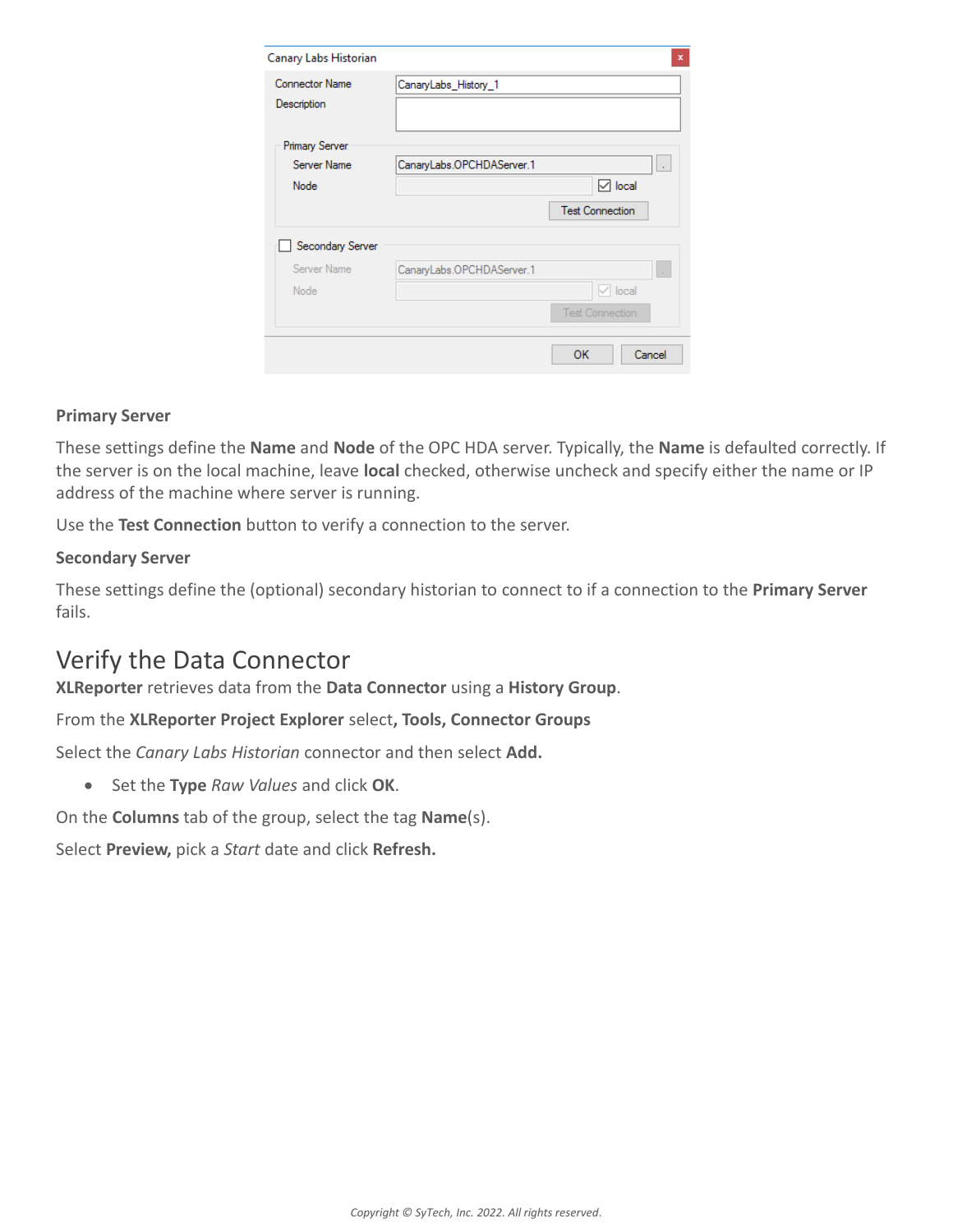**Primary Server**

These settings define the **Name** and **Node** of the OPC HDA server. Typically, the **Name** is defaulted correctly. If the server is on the local machine, leave **local** checked, otherwise uncheck and specify either the name or IP address of the machine where server is running.

Use the **Test Connection** button to verify a connection to the server.

**Secondary Server**

These settings define the (optional) secondary historian to connect to if a connection to the **Primary Server** fails.

# Verify the Data Connector

**XLReporter** retrieves data from the **Data Connector** using a **History Group**.

From the **XLReporter Project Explorer** select**, Tools, Connector Groups**

Select the *Canary Labs Historian* connector and then select **Add.**

- Set the **Type** *Raw Values* and click **OK**.

On the **Columns** tab of the group, select the tag **Name**(s).

Select **Preview,** pick a *Start* date and click **Refresh.**